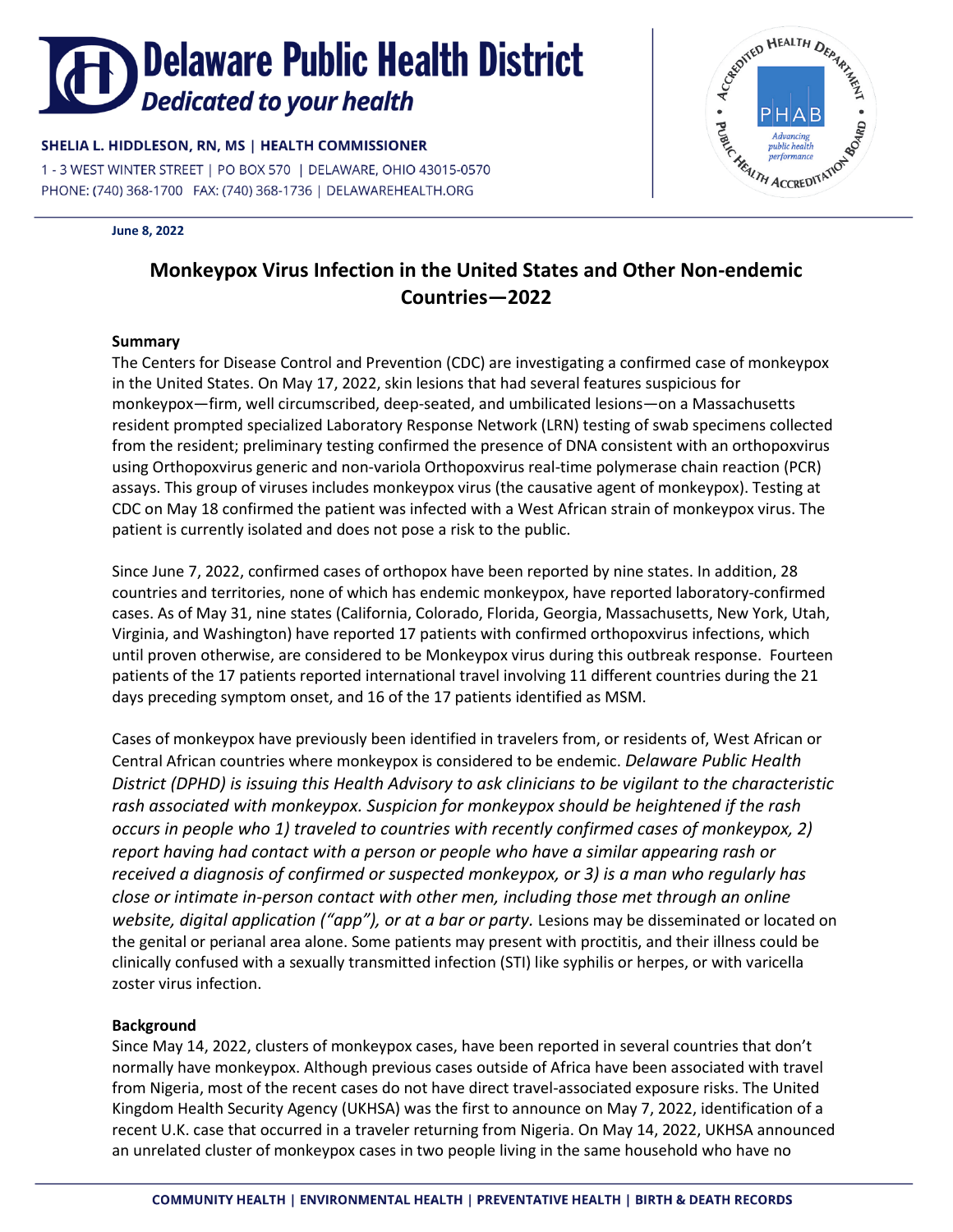# Delaware Public Health District

***Dedicated to your health***

**SHELIA L. HIDDLESON, RN, MS | HEALTH COMMISSIONER**

1 - 3 WEST WINTER STREET | PO BOX 570 | DELAWARE, OHIO 43015-0570

PHONE: (740) 368-1700 FAX: (740) 368-1736 | DELAWAREHEALTH.ORG

**June 8, 2022**

## Monkeypox Virus Infection in the United States and Other Non-endemic Countries—2022

### Summary

The Centers for Disease Control and Prevention (CDC) are investigating a confirmed case of monkeypox in the United States. On May 17, 2022, skin lesions that had several features suspicious for monkeypox—firm, well circumscribed, deep-seated, and umbilicated lesions—on a Massachusetts resident prompted specialized Laboratory Response Network (LRN) testing of swab specimens collected from the resident; preliminary testing confirmed the presence of DNA consistent with an orthopoxvirus using Orthopoxvirus generic and non-variola Orthopoxvirus real-time polymerase chain reaction (PCR) assays. This group of viruses includes monkeypox virus (the causative agent of monkeypox). Testing at CDC on May 18 confirmed the patient was infected with a West African strain of monkeypox virus. The patient is currently isolated and does not pose a risk to the public.

Since June 7, 2022, confirmed cases of orthopox have been reported by nine states. In addition, 28 countries and territories, none of which has endemic monkeypox, have reported laboratory-confirmed cases. As of May 31, nine states (California, Colorado, Florida, Georgia, Massachusetts, New York, Utah, Virginia, and Washington) have reported 17 patients with confirmed orthopoxvirus infections, which until proven otherwise, are considered to be Monkeypox virus during this outbreak response. Fourteen patients of the 17 patients reported international travel involving 11 different countries during the 21 days preceding symptom onset, and 16 of the 17 patients identified as MSM.

Cases of monkeypox have previously been identified in travelers from, or residents of, West African or Central African countries where monkeypox is considered to be endemic. *Delaware Public Health District (DPHD) is issuing this Health Advisory to ask clinicians to be vigilant to the characteristic rash associated with monkeypox. Suspicion for monkeypox should be heightened if the rash occurs in people who 1) traveled to countries with recently confirmed cases of monkeypox, 2) report having had contact with a person or people who have a similar appearing rash or received a diagnosis of confirmed or suspected monkeypox, or 3) is a man who regularly has close or intimate in-person contact with other men, including those met through an online website, digital application ("app"), or at a bar or party.* Lesions may be disseminated or located on the genital or perianal area alone. Some patients may present with proctitis, and their illness could be clinically confused with a sexually transmitted infection (STI) like syphilis or herpes, or with varicella zoster virus infection.

### Background

Since May 14, 2022, clusters of monkeypox cases, have been reported in several countries that don't normally have monkeypox. Although previous cases outside of Africa have been associated with travel from Nigeria, most of the recent cases do not have direct travel-associated exposure risks. The United Kingdom Health Security Agency (UKHSA) was the first to announce on May 7, 2022, identification of a recent U.K. case that occurred in a traveler returning from Nigeria. On May 14, 2022, UKHSA announced an unrelated cluster of monkeypox cases in two people living in the same household who have no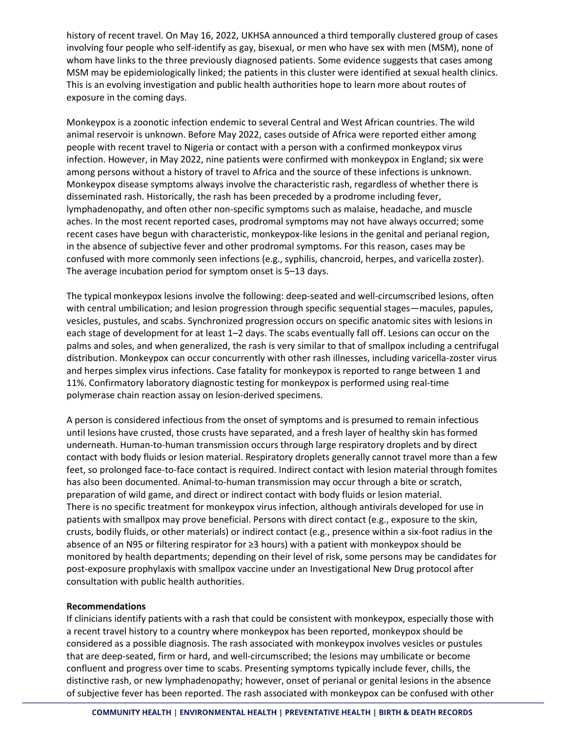history of recent travel. On May 16, 2022, UKHSA announced a third temporally clustered group of cases involving four people who self-identify as gay, bisexual, or men who have sex with men (MSM), none of whom have links to the three previously diagnosed patients. Some evidence suggests that cases among MSM may be epidemiologically linked; the patients in this cluster were identified at sexual health clinics. This is an evolving investigation and public health authorities hope to learn more about routes of exposure in the coming days.

Monkeypox is a zoonotic infection endemic to several Central and West African countries. The wild animal reservoir is unknown. Before May 2022, cases outside of Africa were reported either among people with recent travel to Nigeria or contact with a person with a confirmed monkeypox virus infection. However, in May 2022, nine patients were confirmed with monkeypox in England; six were among persons without a history of travel to Africa and the source of these infections is unknown. Monkeypox disease symptoms always involve the characteristic rash, regardless of whether there is disseminated rash. Historically, the rash has been preceded by a prodrome including fever, lymphadenopathy, and often other non-specific symptoms such as malaise, headache, and muscle aches. In the most recent reported cases, prodromal symptoms may not have always occurred; some recent cases have begun with characteristic, monkeypox-like lesions in the genital and perianal region, in the absence of subjective fever and other prodromal symptoms. For this reason, cases may be confused with more commonly seen infections (e.g., syphilis, chancroid, herpes, and varicella zoster). The average incubation period for symptom onset is 5–13 days.

The typical monkeypox lesions involve the following: deep-seated and well-circumscribed lesions, often with central umbilication; and lesion progression through specific sequential stages—macules, papules, vesicles, pustules, and scabs. Synchronized progression occurs on specific anatomic sites with lesions in each stage of development for at least 1–2 days. The scabs eventually fall off. Lesions can occur on the palms and soles, and when generalized, the rash is very similar to that of smallpox including a centrifugal distribution. Monkeypox can occur concurrently with other rash illnesses, including varicella-zoster virus and herpes simplex virus infections. Case fatality for monkeypox is reported to range between 1 and 11%. Confirmatory laboratory diagnostic testing for monkeypox is performed using real-time polymerase chain reaction assay on lesion-derived specimens.

A person is considered infectious from the onset of symptoms and is presumed to remain infectious until lesions have crusted, those crusts have separated, and a fresh layer of healthy skin has formed underneath. Human-to-human transmission occurs through large respiratory droplets and by direct contact with body fluids or lesion material. Respiratory droplets generally cannot travel more than a few feet, so prolonged face-to-face contact is required. Indirect contact with lesion material through fomites has also been documented. Animal-to-human transmission may occur through a bite or scratch, preparation of wild game, and direct or indirect contact with body fluids or lesion material. There is no specific treatment for monkeypox virus infection, although antivirals developed for use in patients with smallpox may prove beneficial. Persons with direct contact (e.g., exposure to the skin, crusts, bodily fluids, or other materials) or indirect contact (e.g., presence within a six-foot radius in the absence of an N95 or filtering respirator for ≥3 hours) with a patient with monkeypox should be monitored by health departments; depending on their level of risk, some persons may be candidates for post-exposure prophylaxis with smallpox vaccine under an Investigational New Drug protocol after consultation with public health authorities.

**Recommendations**

If clinicians identify patients with a rash that could be consistent with monkeypox, especially those with a recent travel history to a country where monkeypox has been reported, monkeypox should be considered as a possible diagnosis. The rash associated with monkeypox involves vesicles or pustules that are deep-seated, firm or hard, and well-circumscribed; the lesions may umbilicate or become confluent and progress over time to scabs. Presenting symptoms typically include fever, chills, the distinctive rash, or new lymphadenopathy; however, onset of perianal or genital lesions in the absence of subjective fever has been reported. The rash associated with monkeypox can be confused with other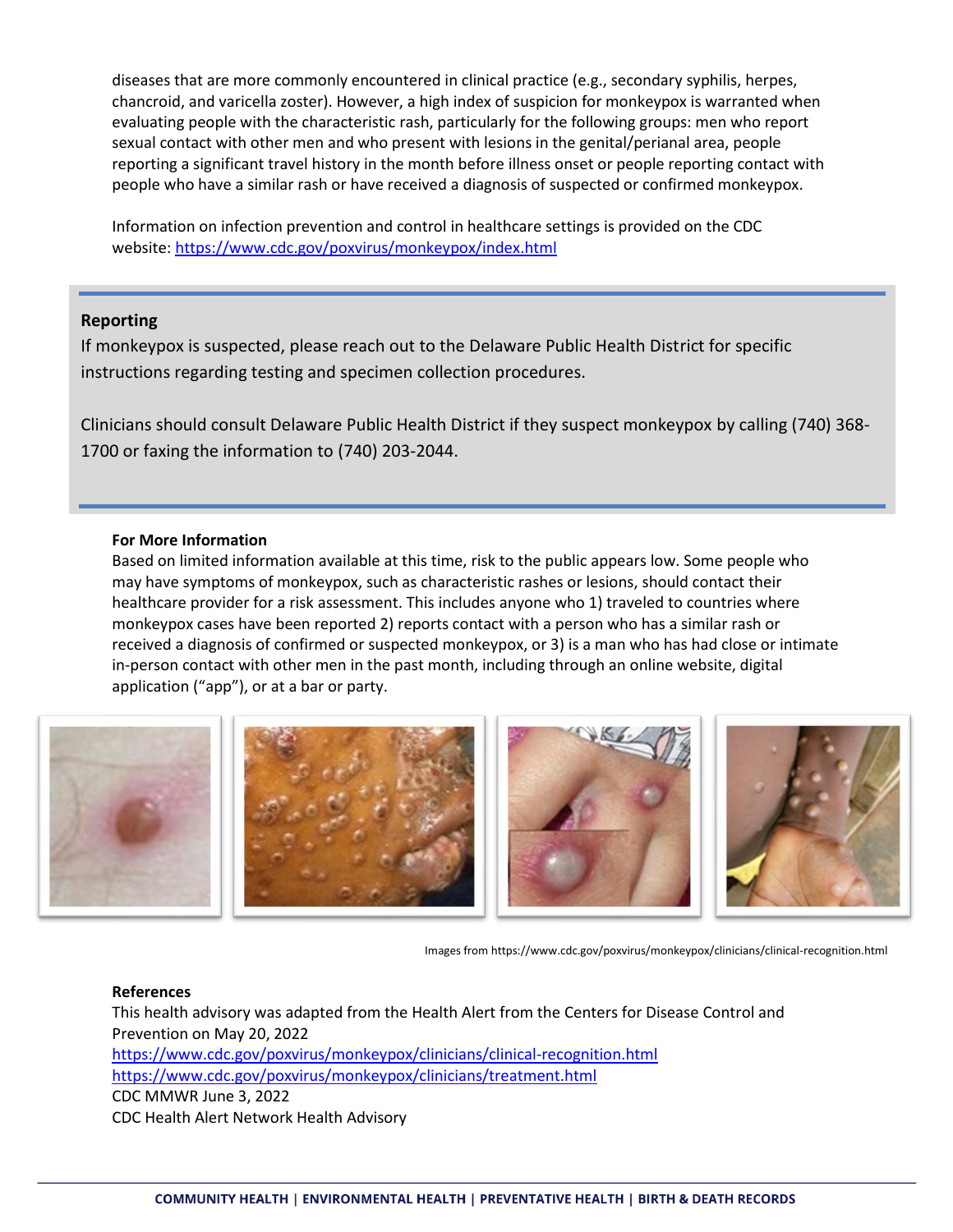diseases that are more commonly encountered in clinical practice (e.g., secondary syphilis, herpes, chancroid, and varicella zoster). However, a high index of suspicion for monkeypox is warranted when evaluating people with the characteristic rash, particularly for the following groups: men who report sexual contact with other men and who present with lesions in the genital/perianal area, people reporting a significant travel history in the month before illness onset or people reporting contact with people who have a similar rash or have received a diagnosis of suspected or confirmed monkeypox.

Information on infection prevention and control in healthcare settings is provided on the CDC website: https://www.cdc.gov/poxvirus/monkeypox/index.html

## Reporting

If monkeypox is suspected, please reach out to the Delaware Public Health District for specific instructions regarding testing and specimen collection procedures.

Clinicians should consult Delaware Public Health District if they suspect monkeypox by calling (740) 368-1700 or faxing the information to (740) 203-2044.

### For More Information

Based on limited information available at this time, risk to the public appears low. Some people who may have symptoms of monkeypox, such as characteristic rashes or lesions, should contact their healthcare provider for a risk assessment. This includes anyone who 1) traveled to countries where monkeypox cases have been reported 2) reports contact with a person who has a similar rash or received a diagnosis of confirmed or suspected monkeypox, or 3) is a man who has had close or intimate in-person contact with other men in the past month, including through an online website, digital application ("app"), or at a bar or party.

Images from https://www.cdc.gov/poxvirus/monkeypox/clinicians/clinical-recognition.html

### References

This health advisory was adapted from the Health Alert from the Centers for Disease Control and Prevention on May 20, 2022
https://www.cdc.gov/poxvirus/monkeypox/clinicians/clinical-recognition.html
https://www.cdc.gov/poxvirus/monkeypox/clinicians/treatment.html
CDC MMWR June 3, 2022
CDC Health Alert Network Health Advisory